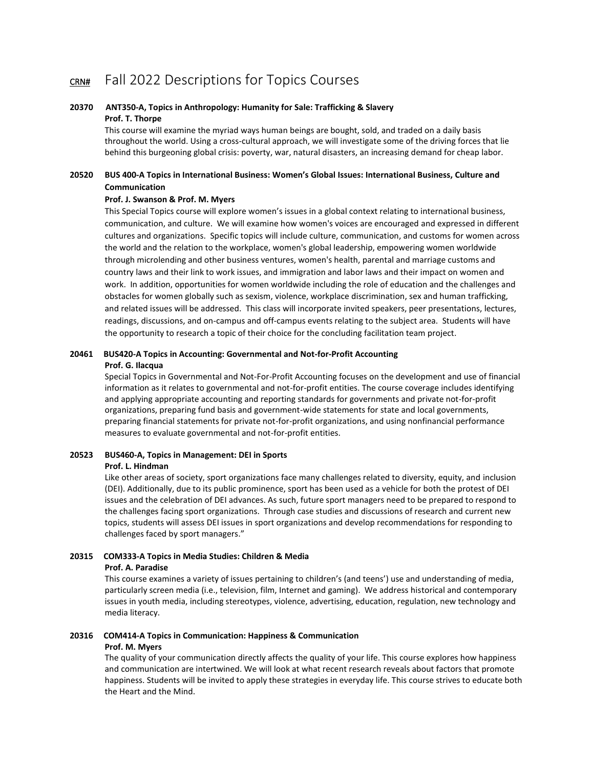# CRN# Fall 2022 Descriptions for Topics Courses

**20370 ANT350-A, Topics in Anthropology: Humanity for Sale: Trafficking & Slavery**
**Prof. T. Thorpe**

This course will examine the myriad ways human beings are bought, sold, and traded on a daily basis throughout the world. Using a cross-cultural approach, we will investigate some of the driving forces that lie behind this burgeoning global crisis: poverty, war, natural disasters, an increasing demand for cheap labor.

**20520 BUS 400-A Topics in International Business: Women's Global Issues: International Business, Culture and Communication**
**Prof. J. Swanson & Prof. M. Myers**

This Special Topics course will explore women's issues in a global context relating to international business, communication, and culture. We will examine how women's voices are encouraged and expressed in different cultures and organizations. Specific topics will include culture, communication, and customs for women across the world and the relation to the workplace, women's global leadership, empowering women worldwide through microlending and other business ventures, women's health, parental and marriage customs and country laws and their link to work issues, and immigration and labor laws and their impact on women and work. In addition, opportunities for women worldwide including the role of education and the challenges and obstacles for women globally such as sexism, violence, workplace discrimination, sex and human trafficking, and related issues will be addressed. This class will incorporate invited speakers, peer presentations, lectures, readings, discussions, and on-campus and off-campus events relating to the subject area. Students will have the opportunity to research a topic of their choice for the concluding facilitation team project.

**20461 BUS420-A Topics in Accounting: Governmental and Not-for-Profit Accounting**
**Prof. G. Ilacqua**

Special Topics in Governmental and Not-For-Profit Accounting focuses on the development and use of financial information as it relates to governmental and not-for-profit entities. The course coverage includes identifying and applying appropriate accounting and reporting standards for governments and private not-for-profit organizations, preparing fund basis and government-wide statements for state and local governments, preparing financial statements for private not-for-profit organizations, and using nonfinancial performance measures to evaluate governmental and not-for-profit entities.

**20523 BUS460-A, Topics in Management: DEI in Sports**
**Prof. L. Hindman**

Like other areas of society, sport organizations face many challenges related to diversity, equity, and inclusion (DEI). Additionally, due to its public prominence, sport has been used as a vehicle for both the protest of DEI issues and the celebration of DEI advances. As such, future sport managers need to be prepared to respond to the challenges facing sport organizations. Through case studies and discussions of research and current new topics, students will assess DEI issues in sport organizations and develop recommendations for responding to challenges faced by sport managers."

**20315 COM333-A Topics in Media Studies: Children & Media**
**Prof. A. Paradise**

This course examines a variety of issues pertaining to children's (and teens') use and understanding of media, particularly screen media (i.e., television, film, Internet and gaming). We address historical and contemporary issues in youth media, including stereotypes, violence, advertising, education, regulation, new technology and media literacy.

**20316 COM414-A Topics in Communication: Happiness & Communication**
**Prof. M. Myers**

The quality of your communication directly affects the quality of your life. This course explores how happiness and communication are intertwined. We will look at what recent research reveals about factors that promote happiness. Students will be invited to apply these strategies in everyday life. This course strives to educate both the Heart and the Mind.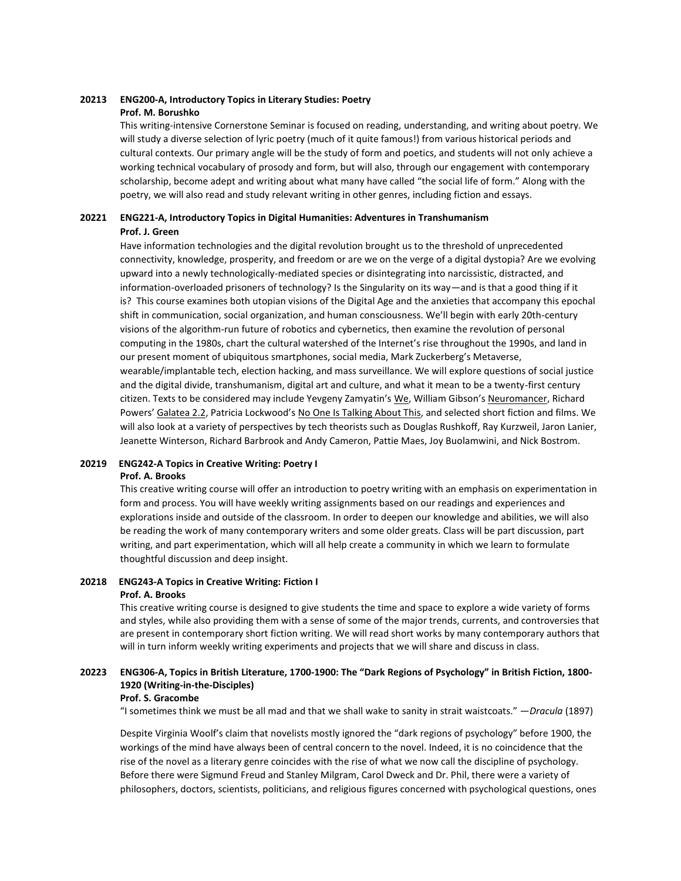**20213 ENG200-A, Introductory Topics in Literary Studies: Poetry**
**Prof. M. Borushko**

This writing-intensive Cornerstone Seminar is focused on reading, understanding, and writing about poetry. We will study a diverse selection of lyric poetry (much of it quite famous!) from various historical periods and cultural contexts. Our primary angle will be the study of form and poetics, and students will not only achieve a working technical vocabulary of prosody and form, but will also, through our engagement with contemporary scholarship, become adept and writing about what many have called "the social life of form." Along with the poetry, we will also read and study relevant writing in other genres, including fiction and essays.

**20221 ENG221-A, Introductory Topics in Digital Humanities: Adventures in Transhumanism**
**Prof. J. Green**

Have information technologies and the digital revolution brought us to the threshold of unprecedented connectivity, knowledge, prosperity, and freedom or are we on the verge of a digital dystopia? Are we evolving upward into a newly technologically-mediated species or disintegrating into narcissistic, distracted, and information-overloaded prisoners of technology? Is the Singularity on its way—and is that a good thing if it is? This course examines both utopian visions of the Digital Age and the anxieties that accompany this epochal shift in communication, social organization, and human consciousness. We'll begin with early 20th-century visions of the algorithm-run future of robotics and cybernetics, then examine the revolution of personal computing in the 1980s, chart the cultural watershed of the Internet's rise throughout the 1990s, and land in our present moment of ubiquitous smartphones, social media, Mark Zuckerberg's Metaverse, wearable/implantable tech, election hacking, and mass surveillance. We will explore questions of social justice and the digital divide, transhumanism, digital art and culture, and what it mean to be a twenty-first century citizen. Texts to be considered may include Yevgeny Zamyatin's <u>We</u>, William Gibson's <u>Neuromancer</u>, Richard Powers' <u>Galatea 2.2</u>, Patricia Lockwood's <u>No One Is Talking About This</u>, and selected short fiction and films. We will also look at a variety of perspectives by tech theorists such as Douglas Rushkoff, Ray Kurzweil, Jaron Lanier, Jeanette Winterson, Richard Barbrook and Andy Cameron, Pattie Maes, Joy Buolamwini, and Nick Bostrom.

**20219 ENG242-A Topics in Creative Writing: Poetry I**
**Prof. A. Brooks**

This creative writing course will offer an introduction to poetry writing with an emphasis on experimentation in form and process. You will have weekly writing assignments based on our readings and experiences and explorations inside and outside of the classroom. In order to deepen our knowledge and abilities, we will also be reading the work of many contemporary writers and some older greats. Class will be part discussion, part writing, and part experimentation, which will all help create a community in which we learn to formulate thoughtful discussion and deep insight.

**20218 ENG243-A Topics in Creative Writing: Fiction I**
**Prof. A. Brooks**

This creative writing course is designed to give students the time and space to explore a wide variety of forms and styles, while also providing them with a sense of some of the major trends, currents, and controversies that are present in contemporary short fiction writing. We will read short works by many contemporary authors that will in turn inform weekly writing experiments and projects that we will share and discuss in class.

**20223 ENG306-A, Topics in British Literature, 1700-1900: The "Dark Regions of Psychology" in British Fiction, 1800-1920 (Writing-in-the-Disciples)**
**Prof. S. Gracombe**

"I sometimes think we must be all mad and that we shall wake to sanity in strait waistcoats." —*Dracula* (1897)

Despite Virginia Woolf's claim that novelists mostly ignored the "dark regions of psychology" before 1900, the workings of the mind have always been of central concern to the novel. Indeed, it is no coincidence that the rise of the novel as a literary genre coincides with the rise of what we now call the discipline of psychology. Before there were Sigmund Freud and Stanley Milgram, Carol Dweck and Dr. Phil, there were a variety of philosophers, doctors, scientists, politicians, and religious figures concerned with psychological questions, ones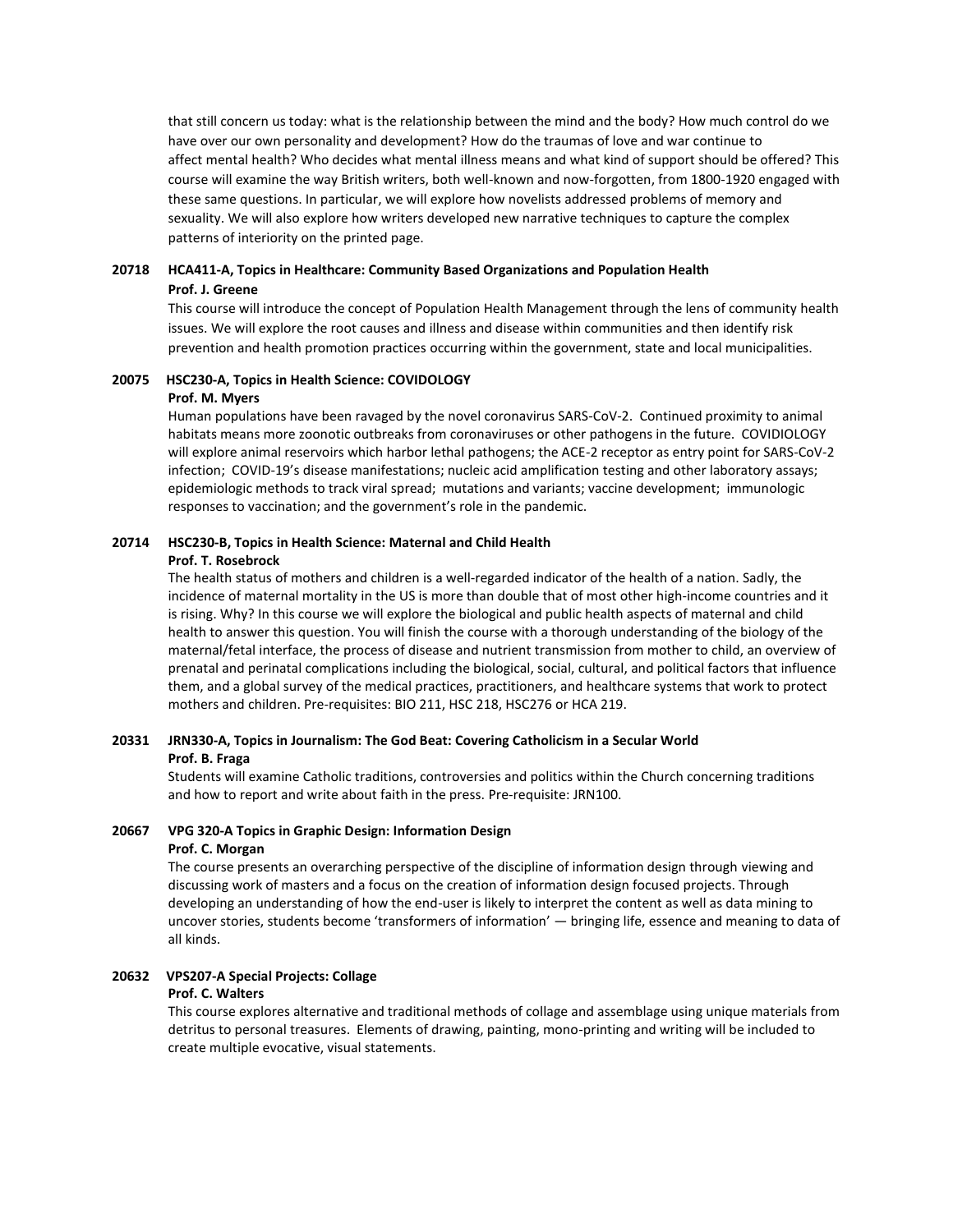that still concern us today: what is the relationship between the mind and the body? How much control do we have over our own personality and development? How do the traumas of love and war continue to affect mental health? Who decides what mental illness means and what kind of support should be offered? This course will examine the way British writers, both well-known and now-forgotten, from 1800-1920 engaged with these same questions. In particular, we will explore how novelists addressed problems of memory and sexuality. We will also explore how writers developed new narrative techniques to capture the complex patterns of interiority on the printed page.

**20718 HCA411-A, Topics in Healthcare: Community Based Organizations and Population Health**
**Prof. J. Greene**

This course will introduce the concept of Population Health Management through the lens of community health issues. We will explore the root causes and illness and disease within communities and then identify risk prevention and health promotion practices occurring within the government, state and local municipalities.

**20075 HSC230-A, Topics in Health Science: COVIDOLOGY**
**Prof. M. Myers**

Human populations have been ravaged by the novel coronavirus SARS-CoV-2. Continued proximity to animal habitats means more zoonotic outbreaks from coronaviruses or other pathogens in the future. COVIDIOLOGY will explore animal reservoirs which harbor lethal pathogens; the ACE-2 receptor as entry point for SARS-CoV-2 infection; COVID-19's disease manifestations; nucleic acid amplification testing and other laboratory assays; epidemiologic methods to track viral spread; mutations and variants; vaccine development; immunologic responses to vaccination; and the government's role in the pandemic.

**20714 HSC230-B, Topics in Health Science: Maternal and Child Health**
**Prof. T. Rosebrock**

The health status of mothers and children is a well-regarded indicator of the health of a nation. Sadly, the incidence of maternal mortality in the US is more than double that of most other high-income countries and it is rising. Why? In this course we will explore the biological and public health aspects of maternal and child health to answer this question. You will finish the course with a thorough understanding of the biology of the maternal/fetal interface, the process of disease and nutrient transmission from mother to child, an overview of prenatal and perinatal complications including the biological, social, cultural, and political factors that influence them, and a global survey of the medical practices, practitioners, and healthcare systems that work to protect mothers and children. Pre-requisites: BIO 211, HSC 218, HSC276 or HCA 219.

**20331 JRN330-A, Topics in Journalism: The God Beat: Covering Catholicism in a Secular World**
**Prof. B. Fraga**

Students will examine Catholic traditions, controversies and politics within the Church concerning traditions and how to report and write about faith in the press. Pre-requisite: JRN100.

**20667 VPG 320-A Topics in Graphic Design: Information Design**
**Prof. C. Morgan**

The course presents an overarching perspective of the discipline of information design through viewing and discussing work of masters and a focus on the creation of information design focused projects. Through developing an understanding of how the end-user is likely to interpret the content as well as data mining to uncover stories, students become 'transformers of information' — bringing life, essence and meaning to data of all kinds.

**20632 VPS207-A Special Projects: Collage**
**Prof. C. Walters**

This course explores alternative and traditional methods of collage and assemblage using unique materials from detritus to personal treasures. Elements of drawing, painting, mono-printing and writing will be included to create multiple evocative, visual statements.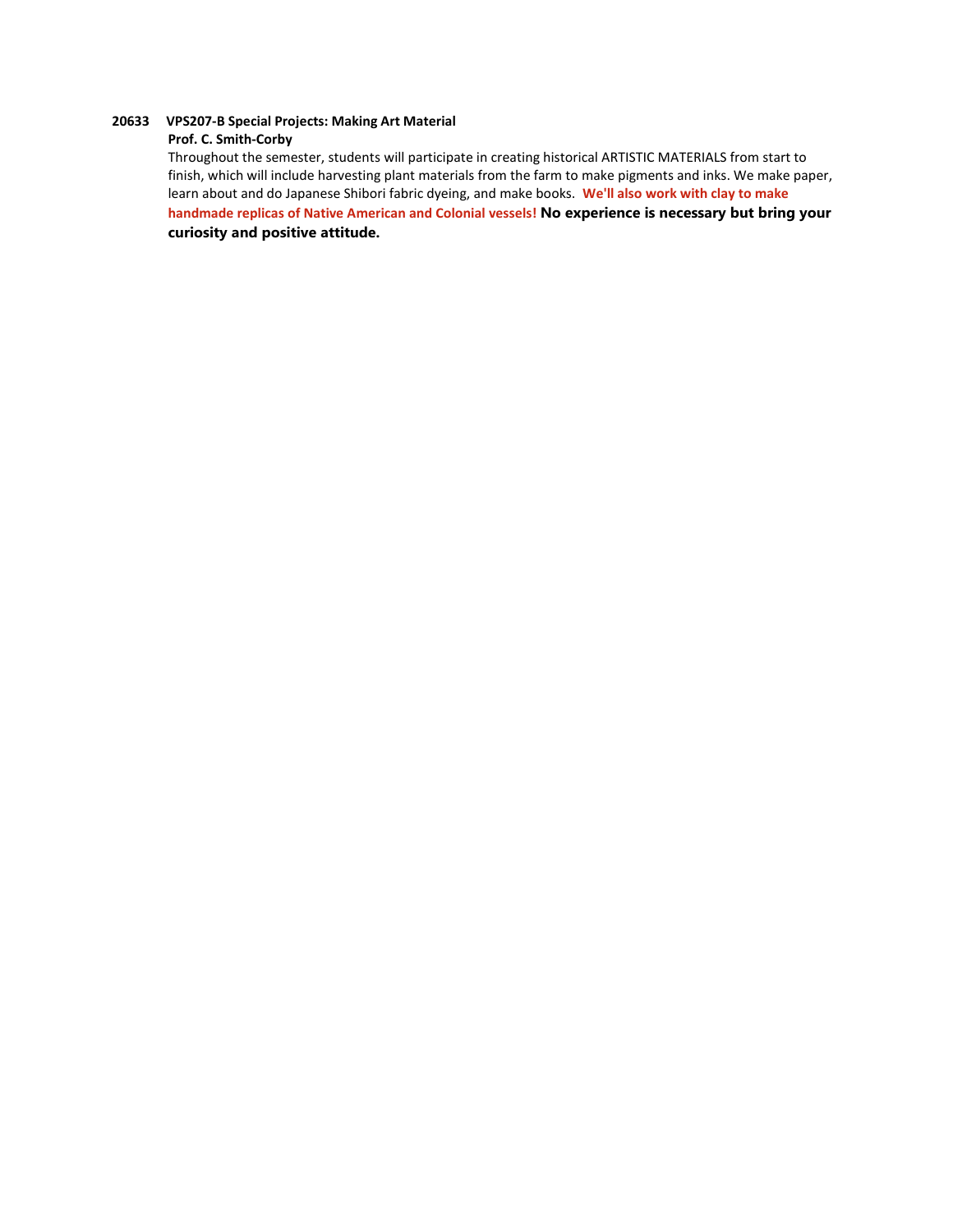**20633 VPS207-B Special Projects: Making Art Material**

**Prof. C. Smith-Corby**

Throughout the semester, students will participate in creating historical ARTISTIC MATERIALS from start to finish, which will include harvesting plant materials from the farm to make pigments and inks. We make paper, learn about and do Japanese Shibori fabric dyeing, and make books. **We'll also work with clay to make handmade replicas of Native American and Colonial vessels!** **No experience is necessary but bring your curiosity and positive attitude.**